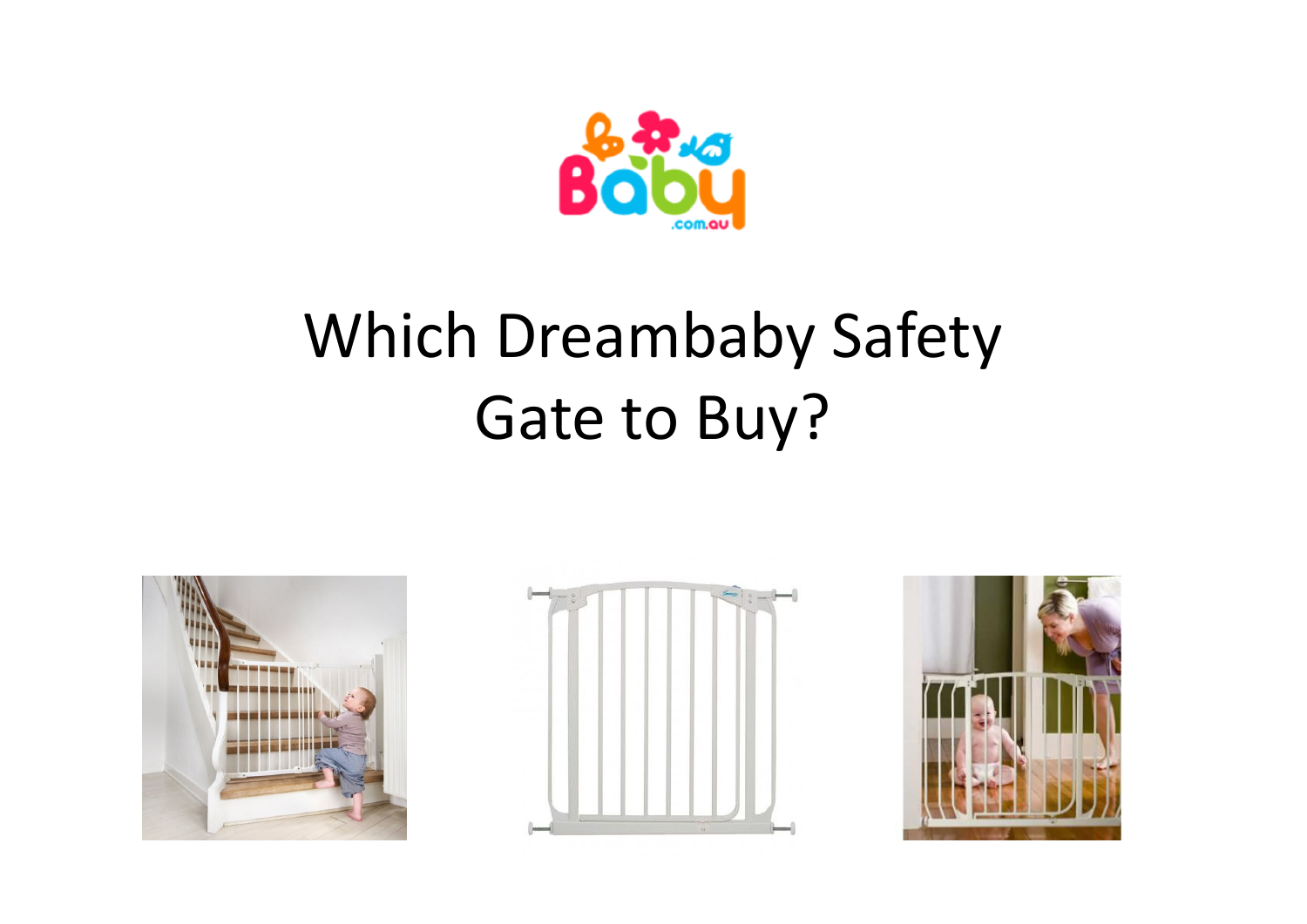# Which Dreambaby Safety Gate to Buy?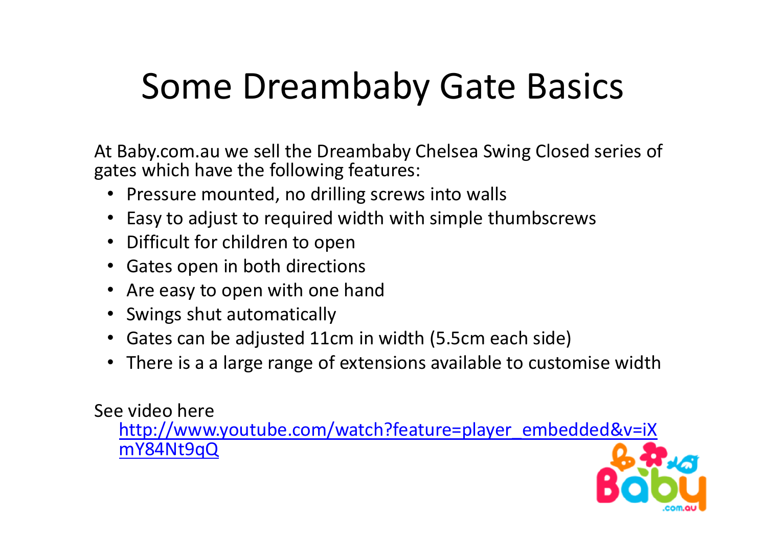# Some Dreambaby Gate Basics

At Baby.com.au we sell the Dreambaby Chelsea Swing Closed series of gates which have the following features:

- Pressure mounted, no drilling screws into walls
- Easy to adjust to required width with simple thumbscrews
- Difficult for children to open
- Gates open in both directions
- Are easy to open with one hand
- Swings shut automatically
- Gates can be adjusted 11cm in width (5.5cm each side)
- There is a a large range of extensions available to customise width

See video here
[http://www.youtube.com/watch?feature=player_embedded&v=iXmY84Nt9qQ](http://www.youtube.com/watch?feature=player_embedded&v=iXmY84Nt9qQ)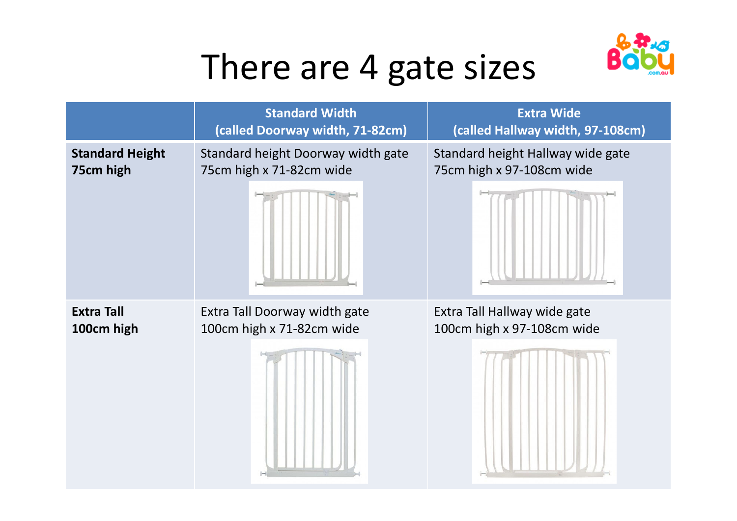# There are 4 gate sizes

| | Standard Width (called Doorway width, 71-82cm) | Extra Wide (called Hallway width, 97-108cm) |
|---|---|---|
| **Standard Height 75cm high** | Standard height Doorway width gate 75cm high x 71-82cm wide | Standard height Hallway wide gate 75cm high x 97-108cm wide |
| **Extra Tall 100cm high** | Extra Tall Doorway width gate 100cm high x 71-82cm wide | Extra Tall Hallway wide gate 100cm high x 97-108cm wide |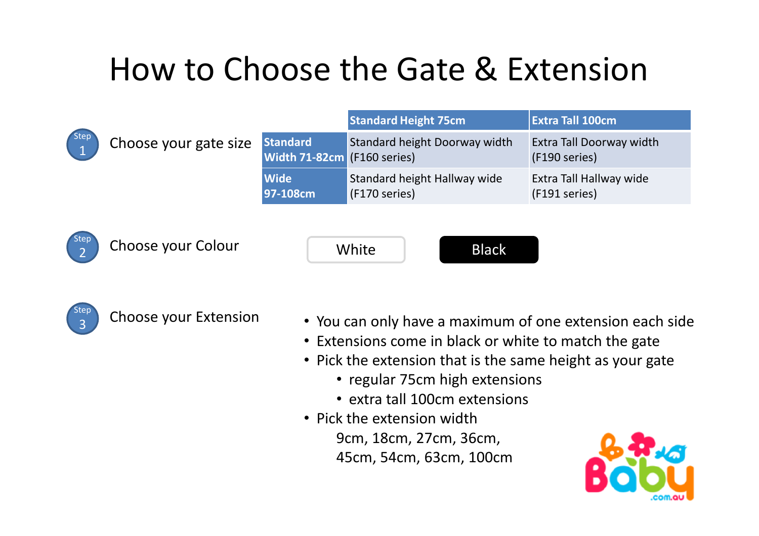# How to Choose the Gate & Extension

**Step 1** Choose your gate size

| | Standard Height 75cm | Extra Tall 100cm |
|---|---|---|
| **Standard Width 71-82cm** | Standard height Doorway width (F160 series) | Extra Tall Doorway width (F190 series) |
| **Wide 97-108cm** | Standard height Hallway wide (F170 series) | Extra Tall Hallway wide (F191 series) |

**Step 2** Choose your Colour

White

Black

**Step 3** Choose your Extension

- You can only have a maximum of one extension each side
- Extensions come in black or white to match the gate
- Pick the extension that is the same height as your gate
  - regular 75cm high extensions
  - extra tall 100cm extensions
- Pick the extension width

  9cm, 18cm, 27cm, 36cm,
  45cm, 54cm, 63cm, 100cm

Baby.com.au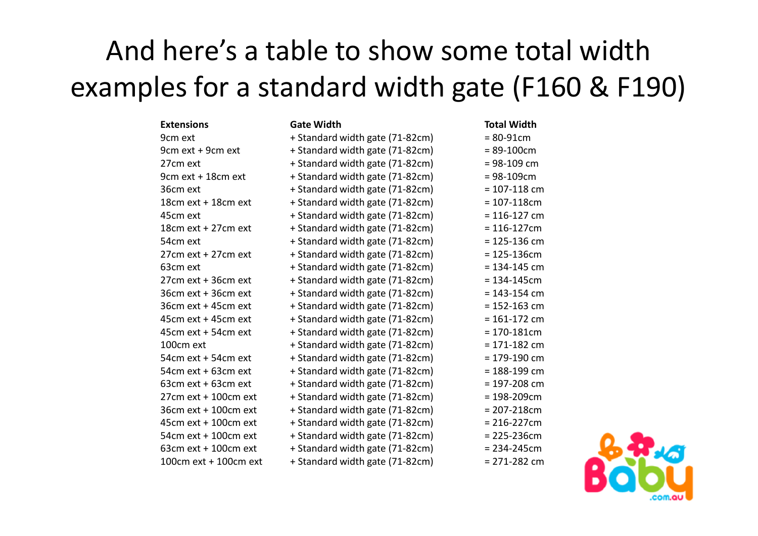# And here's a table to show some total width examples for a standard width gate (F160 & F190)

| Extensions | Gate Width | Total Width |
|---|---|---|
| 9cm ext | + Standard width gate (71-82cm) | = 80-91cm |
| 9cm ext + 9cm ext | + Standard width gate (71-82cm) | = 89-100cm |
| 27cm ext | + Standard width gate (71-82cm) | = 98-109 cm |
| 9cm ext + 18cm ext | + Standard width gate (71-82cm) | = 98-109cm |
| 36cm ext | + Standard width gate (71-82cm) | = 107-118 cm |
| 18cm ext + 18cm ext | + Standard width gate (71-82cm) | = 107-118cm |
| 45cm ext | + Standard width gate (71-82cm) | = 116-127 cm |
| 18cm ext + 27cm ext | + Standard width gate (71-82cm) | = 116-127cm |
| 54cm ext | + Standard width gate (71-82cm) | = 125-136 cm |
| 27cm ext + 27cm ext | + Standard width gate (71-82cm) | = 125-136cm |
| 63cm ext | + Standard width gate (71-82cm) | = 134-145 cm |
| 27cm ext + 36cm ext | + Standard width gate (71-82cm) | = 134-145cm |
| 36cm ext + 36cm ext | + Standard width gate (71-82cm) | = 143-154 cm |
| 36cm ext + 45cm ext | + Standard width gate (71-82cm) | = 152-163 cm |
| 45cm ext + 45cm ext | + Standard width gate (71-82cm) | = 161-172 cm |
| 45cm ext + 54cm ext | + Standard width gate (71-82cm) | = 170-181cm |
| 100cm ext | + Standard width gate (71-82cm) | = 171-182 cm |
| 54cm ext + 54cm ext | + Standard width gate (71-82cm) | = 179-190 cm |
| 54cm ext + 63cm ext | + Standard width gate (71-82cm) | = 188-199 cm |
| 63cm ext + 63cm ext | + Standard width gate (71-82cm) | = 197-208 cm |
| 27cm ext + 100cm ext | + Standard width gate (71-82cm) | = 198-209cm |
| 36cm ext + 100cm ext | + Standard width gate (71-82cm) | = 207-218cm |
| 45cm ext + 100cm ext | + Standard width gate (71-82cm) | = 216-227cm |
| 54cm ext + 100cm ext | + Standard width gate (71-82cm) | = 225-236cm |
| 63cm ext + 100cm ext | + Standard width gate (71-82cm) | = 234-245cm |
| 100cm ext + 100cm ext | + Standard width gate (71-82cm) | = 271-282 cm |

Baby.com.au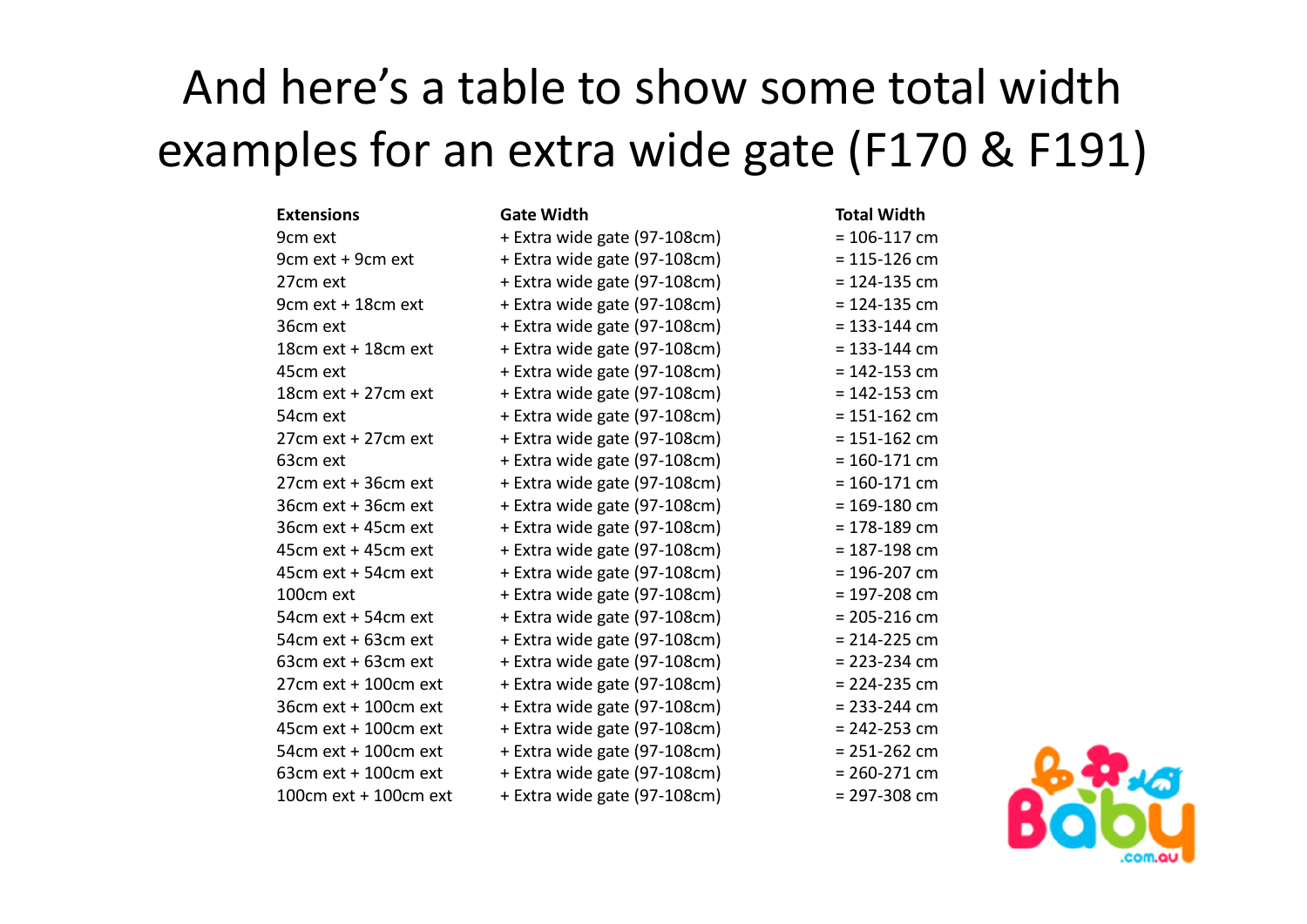# And here's a table to show some total width examples for an extra wide gate (F170 & F191)

| Extensions | Gate Width | Total Width |
|---|---|---|
| 9cm ext | + Extra wide gate (97-108cm) | = 106-117 cm |
| 9cm ext + 9cm ext | + Extra wide gate (97-108cm) | = 115-126 cm |
| 27cm ext | + Extra wide gate (97-108cm) | = 124-135 cm |
| 9cm ext + 18cm ext | + Extra wide gate (97-108cm) | = 124-135 cm |
| 36cm ext | + Extra wide gate (97-108cm) | = 133-144 cm |
| 18cm ext + 18cm ext | + Extra wide gate (97-108cm) | = 133-144 cm |
| 45cm ext | + Extra wide gate (97-108cm) | = 142-153 cm |
| 18cm ext + 27cm ext | + Extra wide gate (97-108cm) | = 142-153 cm |
| 54cm ext | + Extra wide gate (97-108cm) | = 151-162 cm |
| 27cm ext + 27cm ext | + Extra wide gate (97-108cm) | = 151-162 cm |
| 63cm ext | + Extra wide gate (97-108cm) | = 160-171 cm |
| 27cm ext + 36cm ext | + Extra wide gate (97-108cm) | = 160-171 cm |
| 36cm ext + 36cm ext | + Extra wide gate (97-108cm) | = 169-180 cm |
| 36cm ext + 45cm ext | + Extra wide gate (97-108cm) | = 178-189 cm |
| 45cm ext + 45cm ext | + Extra wide gate (97-108cm) | = 187-198 cm |
| 45cm ext + 54cm ext | + Extra wide gate (97-108cm) | = 196-207 cm |
| 100cm ext | + Extra wide gate (97-108cm) | = 197-208 cm |
| 54cm ext + 54cm ext | + Extra wide gate (97-108cm) | = 205-216 cm |
| 54cm ext + 63cm ext | + Extra wide gate (97-108cm) | = 214-225 cm |
| 63cm ext + 63cm ext | + Extra wide gate (97-108cm) | = 223-234 cm |
| 27cm ext + 100cm ext | + Extra wide gate (97-108cm) | = 224-235 cm |
| 36cm ext + 100cm ext | + Extra wide gate (97-108cm) | = 233-244 cm |
| 45cm ext + 100cm ext | + Extra wide gate (97-108cm) | = 242-253 cm |
| 54cm ext + 100cm ext | + Extra wide gate (97-108cm) | = 251-262 cm |
| 63cm ext + 100cm ext | + Extra wide gate (97-108cm) | = 260-271 cm |
| 100cm ext + 100cm ext | + Extra wide gate (97-108cm) | = 297-308 cm |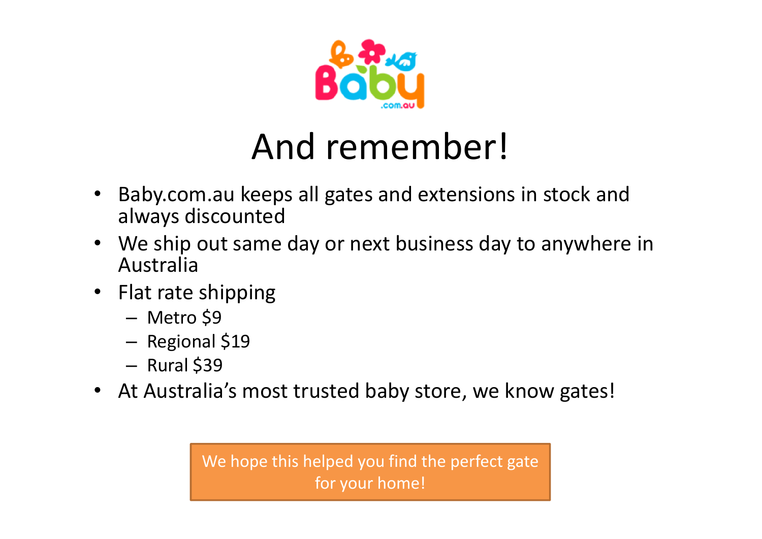# And remember!

- Baby.com.au keeps all gates and extensions in stock and always discounted
- We ship out same day or next business day to anywhere in Australia
- Flat rate shipping
  - Metro $9
  - Regional $19
  - Rural $39
- At Australia's most trusted baby store, we know gates!

We hope this helped you find the perfect gate for your home!